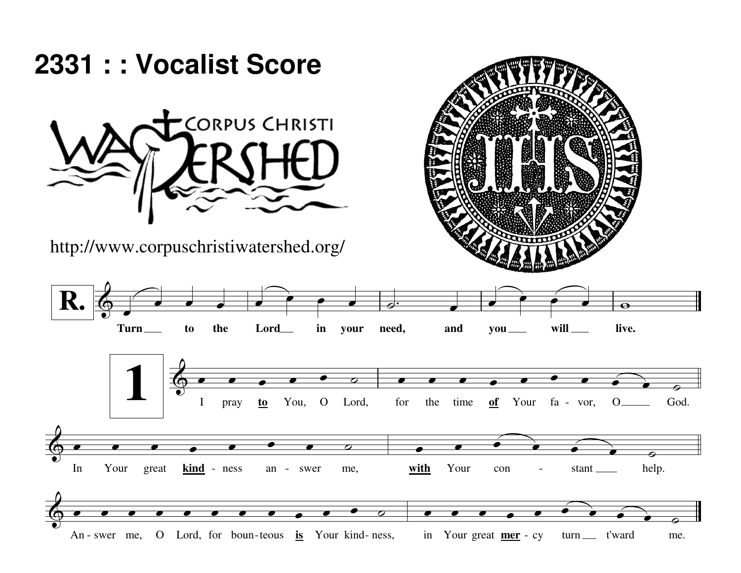# 2331 : : Vocalist Score

CORPUS CHRISTI WATERSHED

http://www.corpuschristiwatershed.org/

**R.** **Turn to the Lord in your need, and you will live.**

**1** I pray **to** You, O Lord, for the time **of** Your fa - vor, O God.

In Your great **kind** - ness an - swer me, **with** Your con - stant help.

An - swer me, O Lord, for boun - teous **is** Your kind - ness, in Your great **mer** - cy turn t'ward me.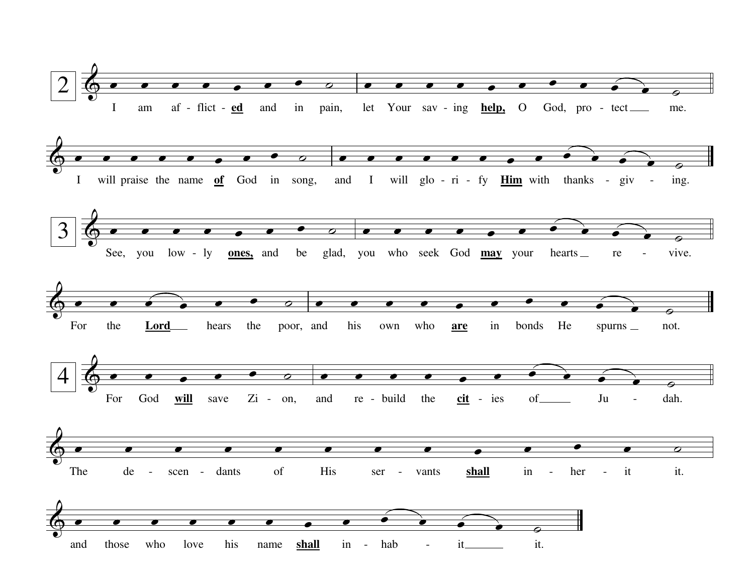**2**

I am afflict**ed** and in pain, let Your saving **help,** O God, protect me.

I will praise the name **of** God in song, and I will glorify **Him** with thanksgiving.

**3**

See, you lowly **ones,** and be glad, you who seek God **may** your hearts revive.

For the **Lord** hears the poor, and his own who **are** in bonds He spurns not.

**4**

For God **will** save Zion, and rebuild the **cit**ies of Judah.

The descendants of His servants **shall** inherit it.

and those who love his name **shall** inhabit it.